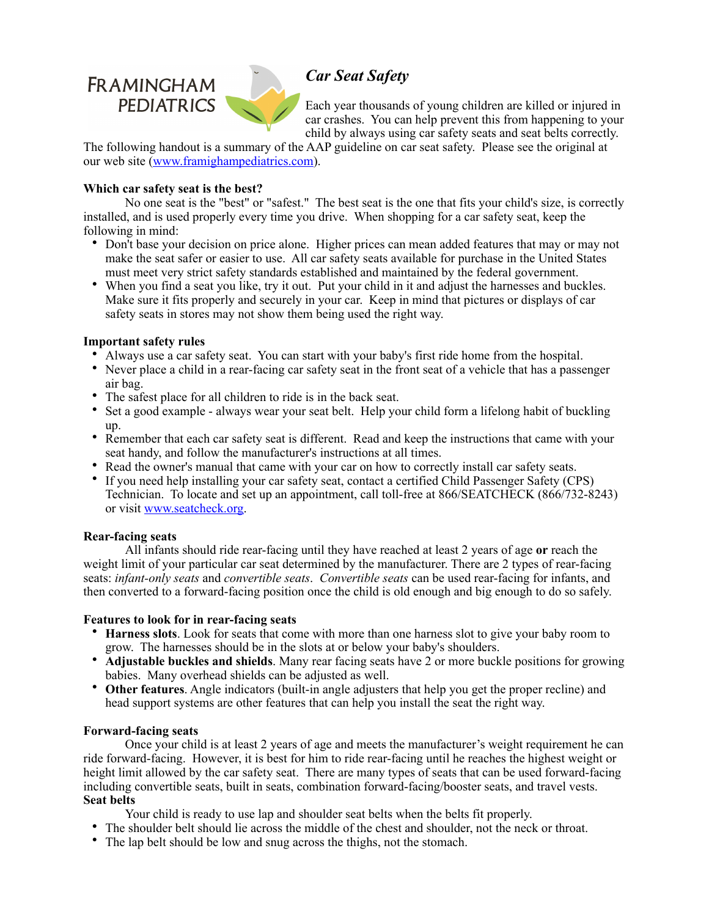FRAMINGHAM PEDIATRICS

# *Car Seat Safety*

Each year thousands of young children are killed or injured in car crashes. You can help prevent this from happening to your child by always using car safety seats and seat belts correctly. The following handout is a summary of the AAP guideline on car seat safety. Please see the original at our web site (www.framighampediatrics.com).

**Which car safety seat is the best?**

No one seat is the "best" or "safest." The best seat is the one that fits your child's size, is correctly installed, and is used properly every time you drive. When shopping for a car safety seat, keep the following in mind:

- Don't base your decision on price alone. Higher prices can mean added features that may or may not make the seat safer or easier to use. All car safety seats available for purchase in the United States must meet very strict safety standards established and maintained by the federal government.
- When you find a seat you like, try it out. Put your child in it and adjust the harnesses and buckles. Make sure it fits properly and securely in your car. Keep in mind that pictures or displays of car safety seats in stores may not show them being used the right way.

**Important safety rules**

- Always use a car safety seat. You can start with your baby's first ride home from the hospital.
- Never place a child in a rear-facing car safety seat in the front seat of a vehicle that has a passenger air bag.
- The safest place for all children to ride is in the back seat.
- Set a good example - always wear your seat belt. Help your child form a lifelong habit of buckling up.
- Remember that each car safety seat is different. Read and keep the instructions that came with your seat handy, and follow the manufacturer's instructions at all times.
- Read the owner's manual that came with your car on how to correctly install car safety seats.
- If you need help installing your car safety seat, contact a certified Child Passenger Safety (CPS) Technician. To locate and set up an appointment, call toll-free at 866/SEATCHECK (866/732-8243) or visit www.seatcheck.org.

**Rear-facing seats**

All infants should ride rear-facing until they have reached at least 2 years of age **or** reach the weight limit of your particular car seat determined by the manufacturer. There are 2 types of rear-facing seats: *infant-only seats* and *convertible seats*. *Convertible seats* can be used rear-facing for infants, and then converted to a forward-facing position once the child is old enough and big enough to do so safely.

**Features to look for in rear-facing seats**

- **Harness slots**. Look for seats that come with more than one harness slot to give your baby room to grow. The harnesses should be in the slots at or below your baby's shoulders.
- **Adjustable buckles and shields**. Many rear facing seats have 2 or more buckle positions for growing babies. Many overhead shields can be adjusted as well.
- **Other features**. Angle indicators (built-in angle adjusters that help you get the proper recline) and head support systems are other features that can help you install the seat the right way.

**Forward-facing seats**

Once your child is at least 2 years of age and meets the manufacturer's weight requirement he can ride forward-facing. However, it is best for him to ride rear-facing until he reaches the highest weight or height limit allowed by the car safety seat. There are many types of seats that can be used forward-facing including convertible seats, built in seats, combination forward-facing/booster seats, and travel vests.

**Seat belts**

Your child is ready to use lap and shoulder seat belts when the belts fit properly.

- The shoulder belt should lie across the middle of the chest and shoulder, not the neck or throat.
- The lap belt should be low and snug across the thighs, not the stomach.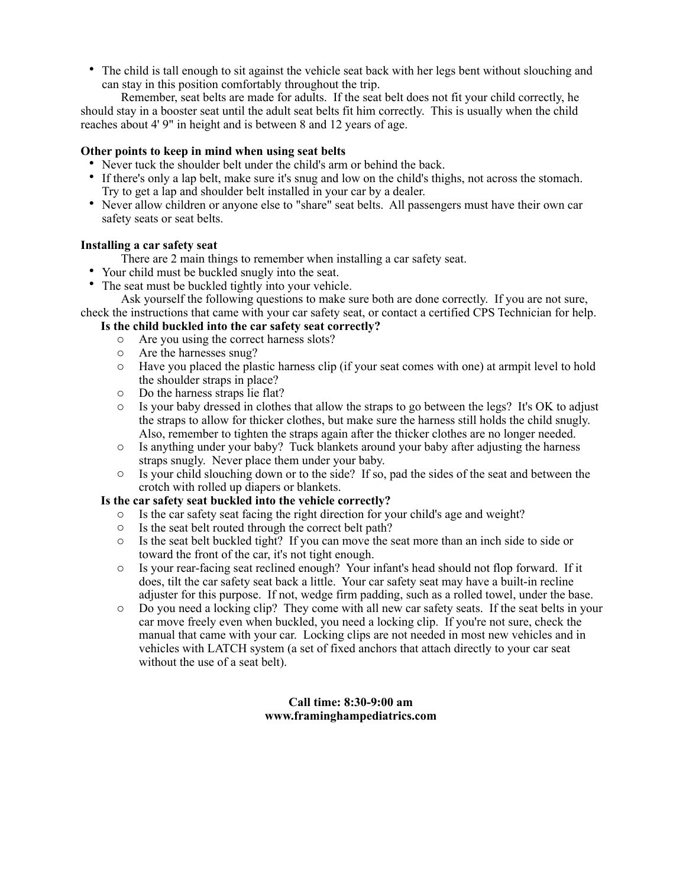- The child is tall enough to sit against the vehicle seat back with her legs bent without slouching and can stay in this position comfortably throughout the trip.

Remember, seat belts are made for adults. If the seat belt does not fit your child correctly, he should stay in a booster seat until the adult seat belts fit him correctly. This is usually when the child reaches about 4' 9" in height and is between 8 and 12 years of age.

**Other points to keep in mind when using seat belts**

- Never tuck the shoulder belt under the child's arm or behind the back.
- If there's only a lap belt, make sure it's snug and low on the child's thighs, not across the stomach. Try to get a lap and shoulder belt installed in your car by a dealer.
- Never allow children or anyone else to "share" seat belts. All passengers must have their own car safety seats or seat belts.

**Installing a car safety seat**

There are 2 main things to remember when installing a car safety seat.

- Your child must be buckled snugly into the seat.
- The seat must be buckled tightly into your vehicle.

Ask yourself the following questions to make sure both are done correctly. If you are not sure, check the instructions that came with your car safety seat, or contact a certified CPS Technician for help.

**Is the child buckled into the car safety seat correctly?**

- Are you using the correct harness slots?
- Are the harnesses snug?
- Have you placed the plastic harness clip (if your seat comes with one) at armpit level to hold the shoulder straps in place?
- Do the harness straps lie flat?
- Is your baby dressed in clothes that allow the straps to go between the legs? It's OK to adjust the straps to allow for thicker clothes, but make sure the harness still holds the child snugly. Also, remember to tighten the straps again after the thicker clothes are no longer needed.
- Is anything under your baby? Tuck blankets around your baby after adjusting the harness straps snugly. Never place them under your baby.
- Is your child slouching down or to the side? If so, pad the sides of the seat and between the crotch with rolled up diapers or blankets.

**Is the car safety seat buckled into the vehicle correctly?**

- Is the car safety seat facing the right direction for your child's age and weight?
- Is the seat belt routed through the correct belt path?
- Is the seat belt buckled tight? If you can move the seat more than an inch side to side or toward the front of the car, it's not tight enough.
- Is your rear-facing seat reclined enough? Your infant's head should not flop forward. If it does, tilt the car safety seat back a little. Your car safety seat may have a built-in recline adjuster for this purpose. If not, wedge firm padding, such as a rolled towel, under the base.
- Do you need a locking clip? They come with all new car safety seats. If the seat belts in your car move freely even when buckled, you need a locking clip. If you're not sure, check the manual that came with your car. Locking clips are not needed in most new vehicles and in vehicles with LATCH system (a set of fixed anchors that attach directly to your car seat without the use of a seat belt).

**Call time: 8:30-9:00 am**
**www.framinghampediatrics.com**